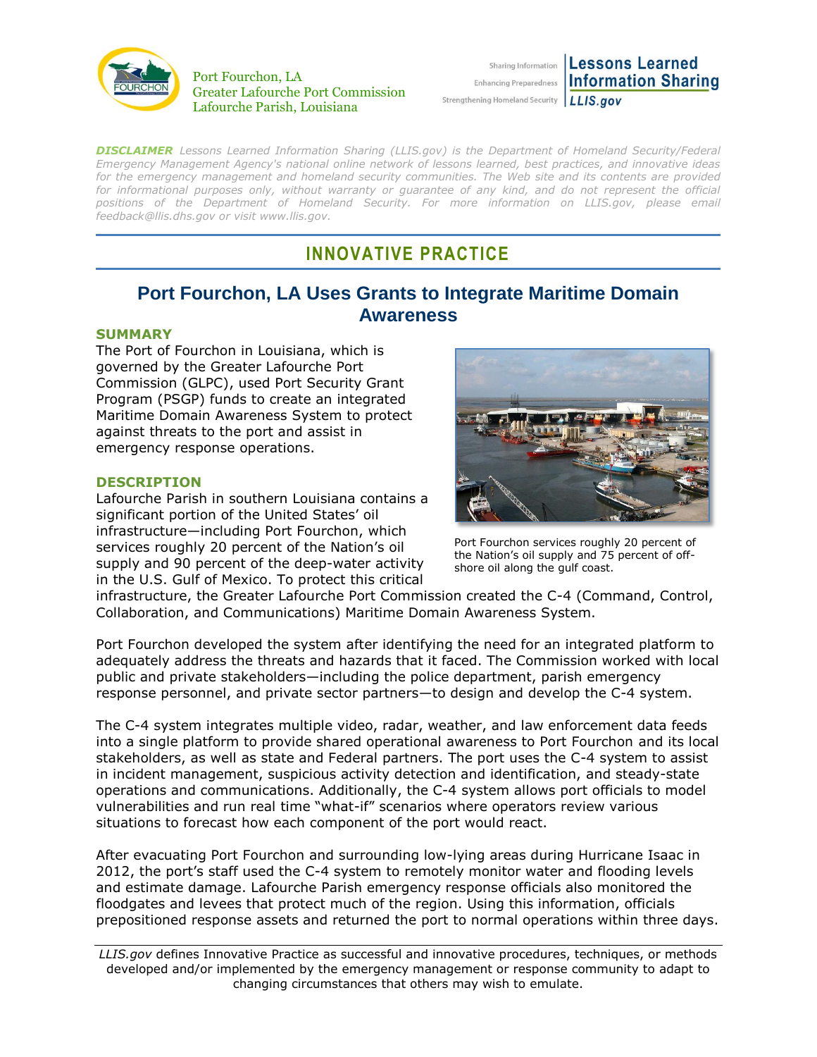Port Fourchon, LA
Greater Lafourche Port Commission
Lafourche Parish, Louisiana

Sharing Information | Enhancing Preparedness | Strengthening Homeland Security — **Lessons Learned Information Sharing** *LLIS.gov*

***DISCLAIMER*** *Lessons Learned Information Sharing (LLIS.gov) is the Department of Homeland Security/Federal Emergency Management Agency's national online network of lessons learned, best practices, and innovative ideas for the emergency management and homeland security communities. The Web site and its contents are provided for informational purposes only, without warranty or guarantee of any kind, and do not represent the official positions of the Department of Homeland Security. For more information on LLIS.gov, please email feedback@llis.dhs.gov or visit www.llis.gov.*

## INNOVATIVE PRACTICE

# Port Fourchon, LA Uses Grants to Integrate Maritime Domain Awareness

### SUMMARY

The Port of Fourchon in Louisiana, which is governed by the Greater Lafourche Port Commission (GLPC), used Port Security Grant Program (PSGP) funds to create an integrated Maritime Domain Awareness System to protect against threats to the port and assist in emergency response operations.

### DESCRIPTION

Lafourche Parish in southern Louisiana contains a significant portion of the United States' oil infrastructure—including Port Fourchon, which services roughly 20 percent of the Nation's oil supply and 90 percent of the deep-water activity in the U.S. Gulf of Mexico. To protect this critical infrastructure, the Greater Lafourche Port Commission created the C-4 (Command, Control, Collaboration, and Communications) Maritime Domain Awareness System.

Port Fourchon services roughly 20 percent of the Nation's oil supply and 75 percent of off-shore oil along the gulf coast.

Port Fourchon developed the system after identifying the need for an integrated platform to adequately address the threats and hazards that it faced. The Commission worked with local public and private stakeholders—including the police department, parish emergency response personnel, and private sector partners—to design and develop the C-4 system.

The C-4 system integrates multiple video, radar, weather, and law enforcement data feeds into a single platform to provide shared operational awareness to Port Fourchon and its local stakeholders, as well as state and Federal partners. The port uses the C-4 system to assist in incident management, suspicious activity detection and identification, and steady-state operations and communications. Additionally, the C-4 system allows port officials to model vulnerabilities and run real time "what-if" scenarios where operators review various situations to forecast how each component of the port would react.

After evacuating Port Fourchon and surrounding low-lying areas during Hurricane Isaac in 2012, the port's staff used the C-4 system to remotely monitor water and flooding levels and estimate damage. Lafourche Parish emergency response officials also monitored the floodgates and levees that protect much of the region. Using this information, officials prepositioned response assets and returned the port to normal operations within three days.

---

*LLIS.gov* defines Innovative Practice as successful and innovative procedures, techniques, or methods developed and/or implemented by the emergency management or response community to adapt to changing circumstances that others may wish to emulate.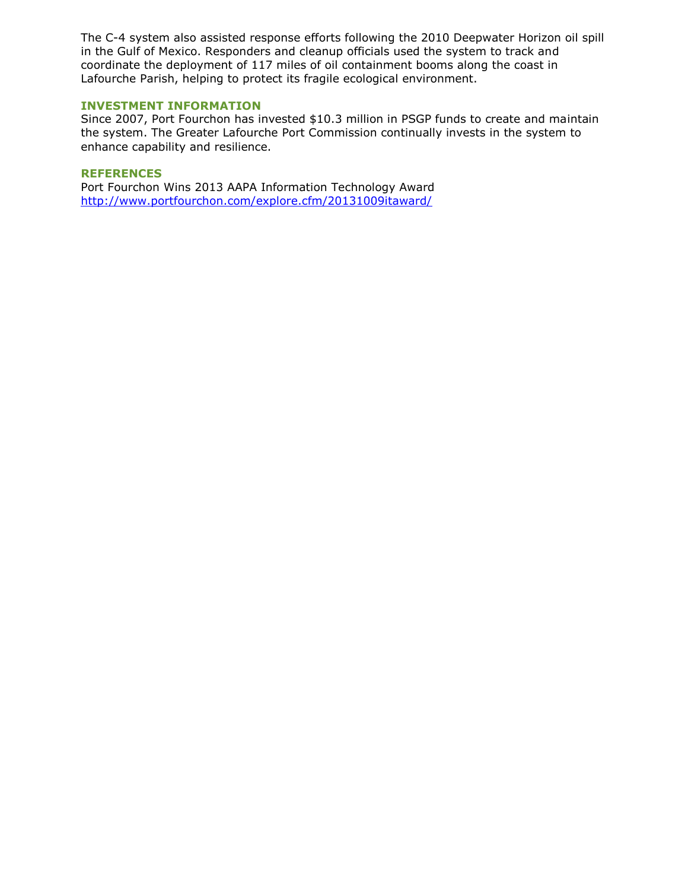The C-4 system also assisted response efforts following the 2010 Deepwater Horizon oil spill in the Gulf of Mexico. Responders and cleanup officials used the system to track and coordinate the deployment of 117 miles of oil containment booms along the coast in Lafourche Parish, helping to protect its fragile ecological environment.

## INVESTMENT INFORMATION

Since 2007, Port Fourchon has invested $10.3 million in PSGP funds to create and maintain the system. The Greater Lafourche Port Commission continually invests in the system to enhance capability and resilience.

## REFERENCES

Port Fourchon Wins 2013 AAPA Information Technology Award
[http://www.portfourchon.com/explore.cfm/20131009itaward/](http://www.portfourchon.com/explore.cfm/20131009itaward/)